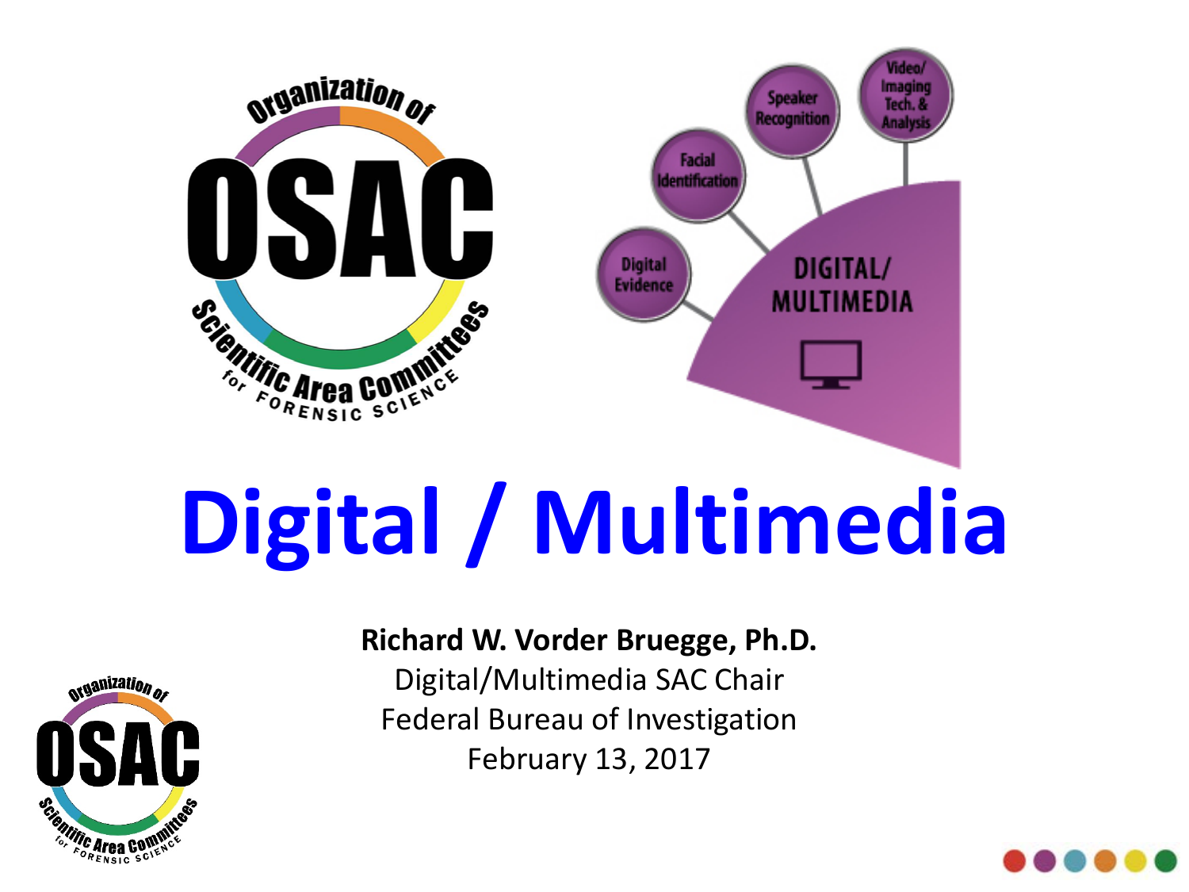# Digital / Multimedia

**Richard W. Vorder Bruegge, Ph.D.**
Digital/Multimedia SAC Chair
Federal Bureau of Investigation
February 13, 2017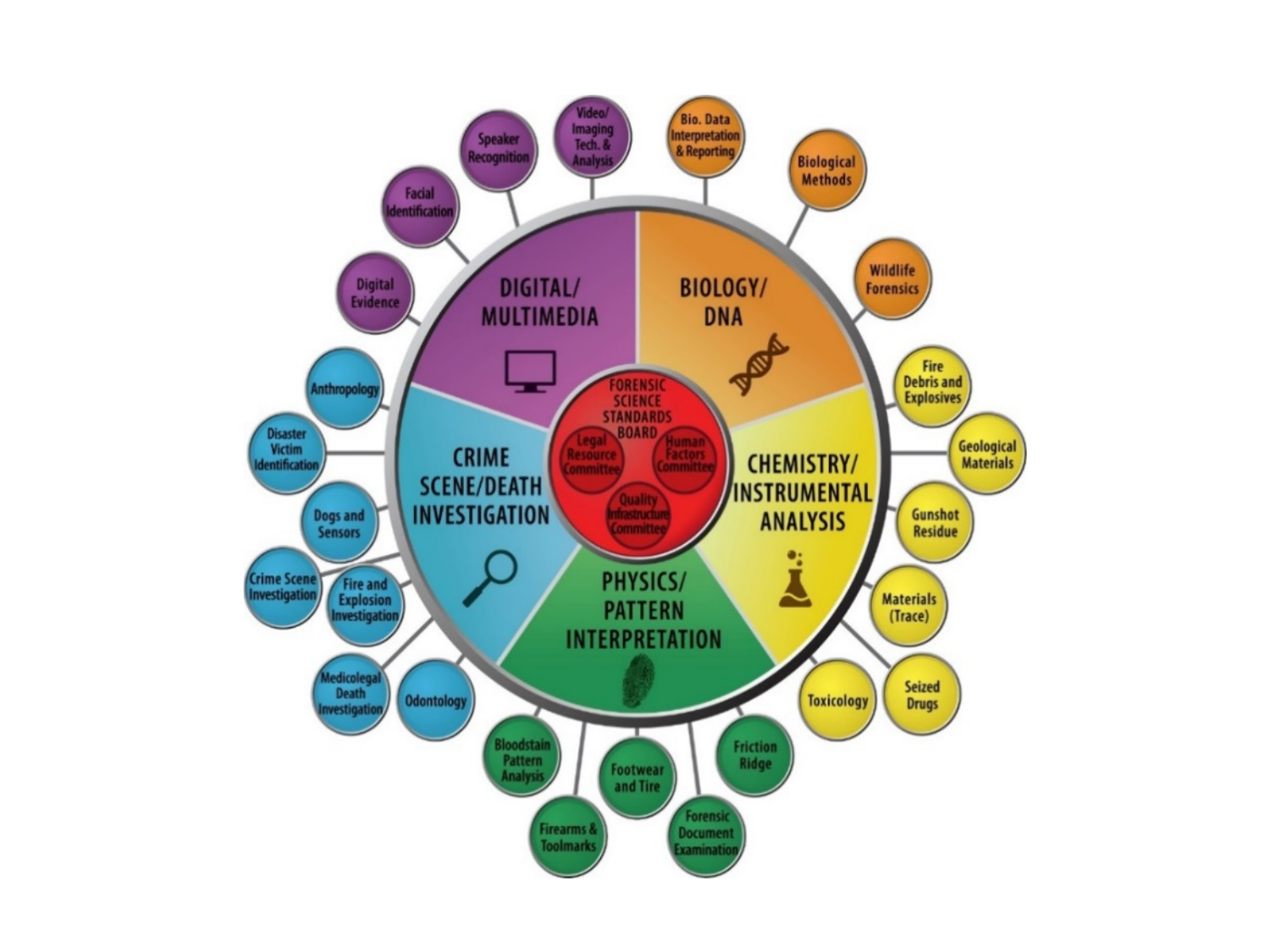# FORENSIC SCIENCE STANDARDS BOARD

- Legal Resource Committee
- Human Factors Committee
- Quality Infrastructure Committee

## DIGITAL/ MULTIMEDIA

- Digital Evidence
- Facial Identification
- Speaker Recognition
- Video/ Imaging Tech. & Analysis

## BIOLOGY/ DNA

- Bio. Data Interpretation & Reporting
- Biological Methods
- Wildlife Forensics

## CHEMISTRY/ INSTRUMENTAL ANALYSIS

- Fire Debris and Explosives
- Geological Materials
- Gunshot Residue
- Materials (Trace)
- Seized Drugs
- Toxicology

## PHYSICS/ PATTERN INTERPRETATION

- Friction Ridge
- Forensic Document Examination
- Footwear and Tire
- Firearms & Toolmarks
- Bloodstain Pattern Analysis

## CRIME SCENE/DEATH INVESTIGATION

- Odontology
- Medicolegal Death Investigation
- Fire and Explosion Investigation
- Crime Scene Investigation
- Dogs and Sensors
- Disaster Victim Identification
- Anthropology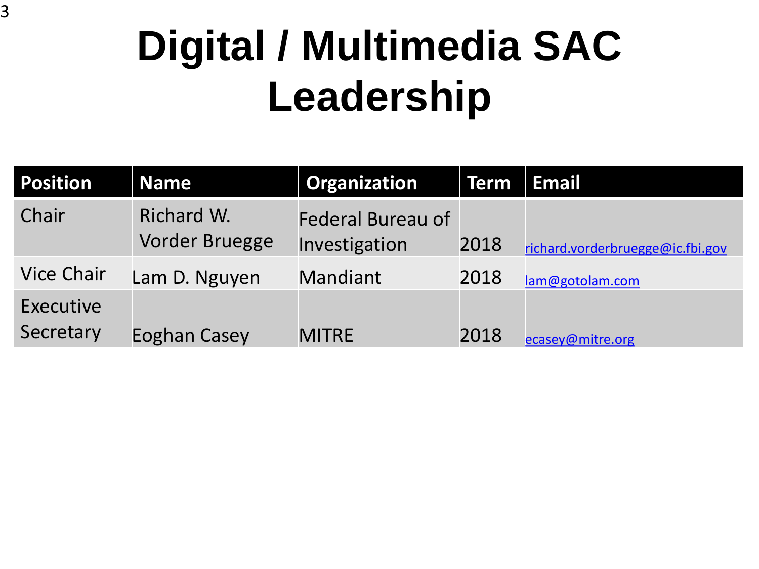# Digital / Multimedia SAC Leadership

| Position | Name | Organization | Term | Email |
|---|---|---|---|---|
| Chair | Richard W. Vorder Bruegge | Federal Bureau of Investigation | 2018 | richard.vorderbruegge@ic.fbi.gov |
| Vice Chair | Lam D. Nguyen | Mandiant | 2018 | lam@gotolam.com |
| Executive Secretary | Eoghan Casey | MITRE | 2018 | ecasey@mitre.org |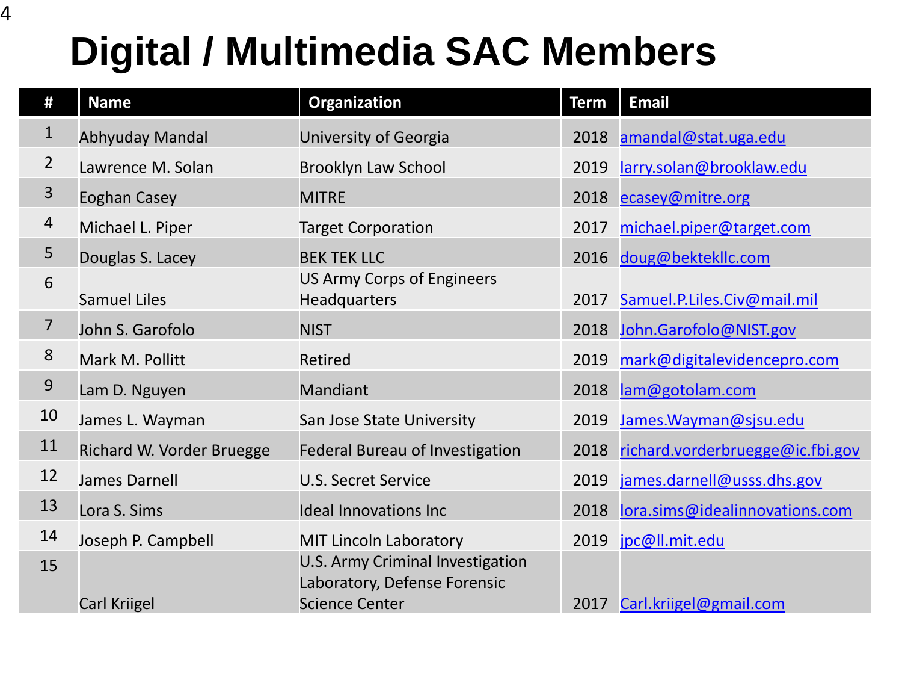# Digital / Multimedia SAC Members

| # | Name | Organization | Term | Email |
|---|---|---|---|---|
| 1 | Abhyuday Mandal | University of Georgia | 2018 | amandal@stat.uga.edu |
| 2 | Lawrence M. Solan | Brooklyn Law School | 2019 | larry.solan@brooklaw.edu |
| 3 | Eoghan Casey | MITRE | 2018 | ecasey@mitre.org |
| 4 | Michael L. Piper | Target Corporation | 2017 | michael.piper@target.com |
| 5 | Douglas S. Lacey | BEK TEK LLC | 2016 | doug@bektekllc.com |
| 6 | Samuel Liles | US Army Corps of Engineers Headquarters | 2017 | Samuel.P.Liles.Civ@mail.mil |
| 7 | John S. Garofolo | NIST | 2018 | John.Garofolo@NIST.gov |
| 8 | Mark M. Pollitt | Retired | 2019 | mark@digitalevidencepro.com |
| 9 | Lam D. Nguyen | Mandiant | 2018 | lam@gotolam.com |
| 10 | James L. Wayman | San Jose State University | 2019 | James.Wayman@sjsu.edu |
| 11 | Richard W. Vorder Bruegge | Federal Bureau of Investigation | 2018 | richard.vorderbruegge@ic.fbi.gov |
| 12 | James Darnell | U.S. Secret Service | 2019 | james.darnell@usss.dhs.gov |
| 13 | Lora S. Sims | Ideal Innovations Inc | 2018 | lora.sims@idealinnovations.com |
| 14 | Joseph P. Campbell | MIT Lincoln Laboratory | 2019 | jpc@ll.mit.edu |
| 15 | Carl Kriigel | U.S. Army Criminal Investigation Laboratory, Defense Forensic Science Center | 2017 | Carl.kriigel@gmail.com |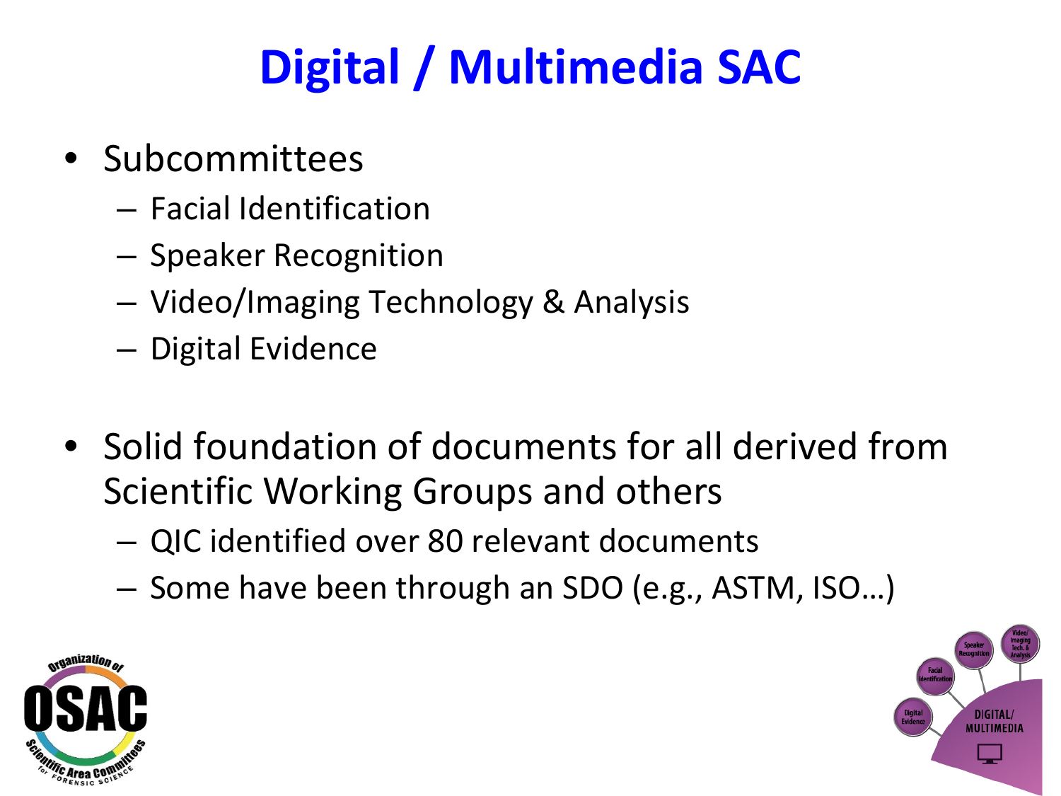# Digital / Multimedia SAC

- Subcommittees
  - Facial Identification
  - Speaker Recognition
  - Video/Imaging Technology & Analysis
  - Digital Evidence
- Solid foundation of documents for all derived from Scientific Working Groups and others
  - QIC identified over 80 relevant documents
  - Some have been through an SDO (e.g., ASTM, ISO…)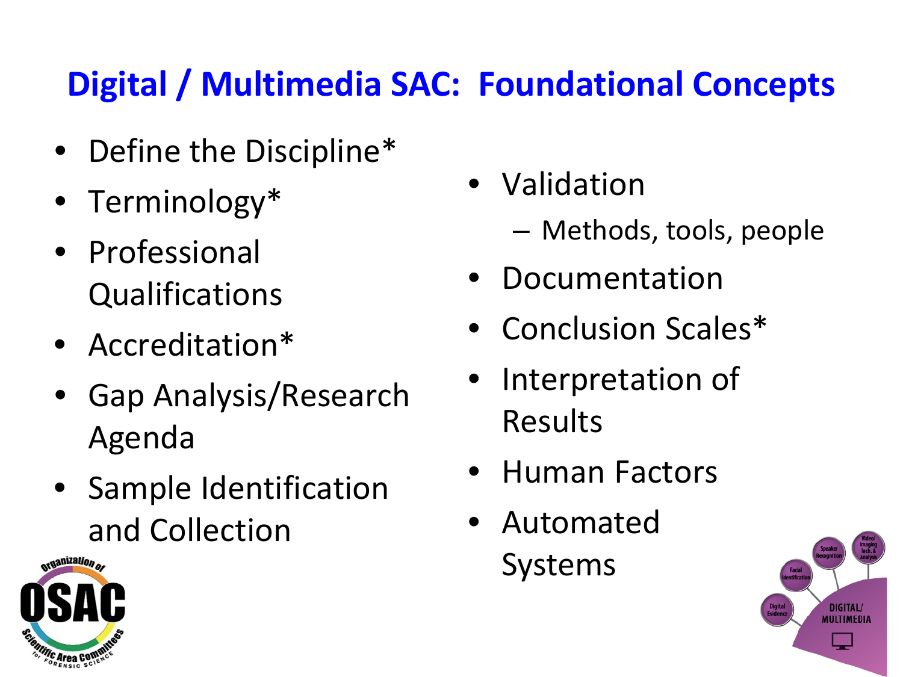# Digital / Multimedia SAC: Foundational Concepts

- Define the Discipline*
- Terminology*
- Professional Qualifications
- Accreditation*
- Gap Analysis/Research Agenda
- Sample Identification and Collection
- Validation
  - Methods, tools, people
- Documentation
- Conclusion Scales*
- Interpretation of Results
- Human Factors
- Automated Systems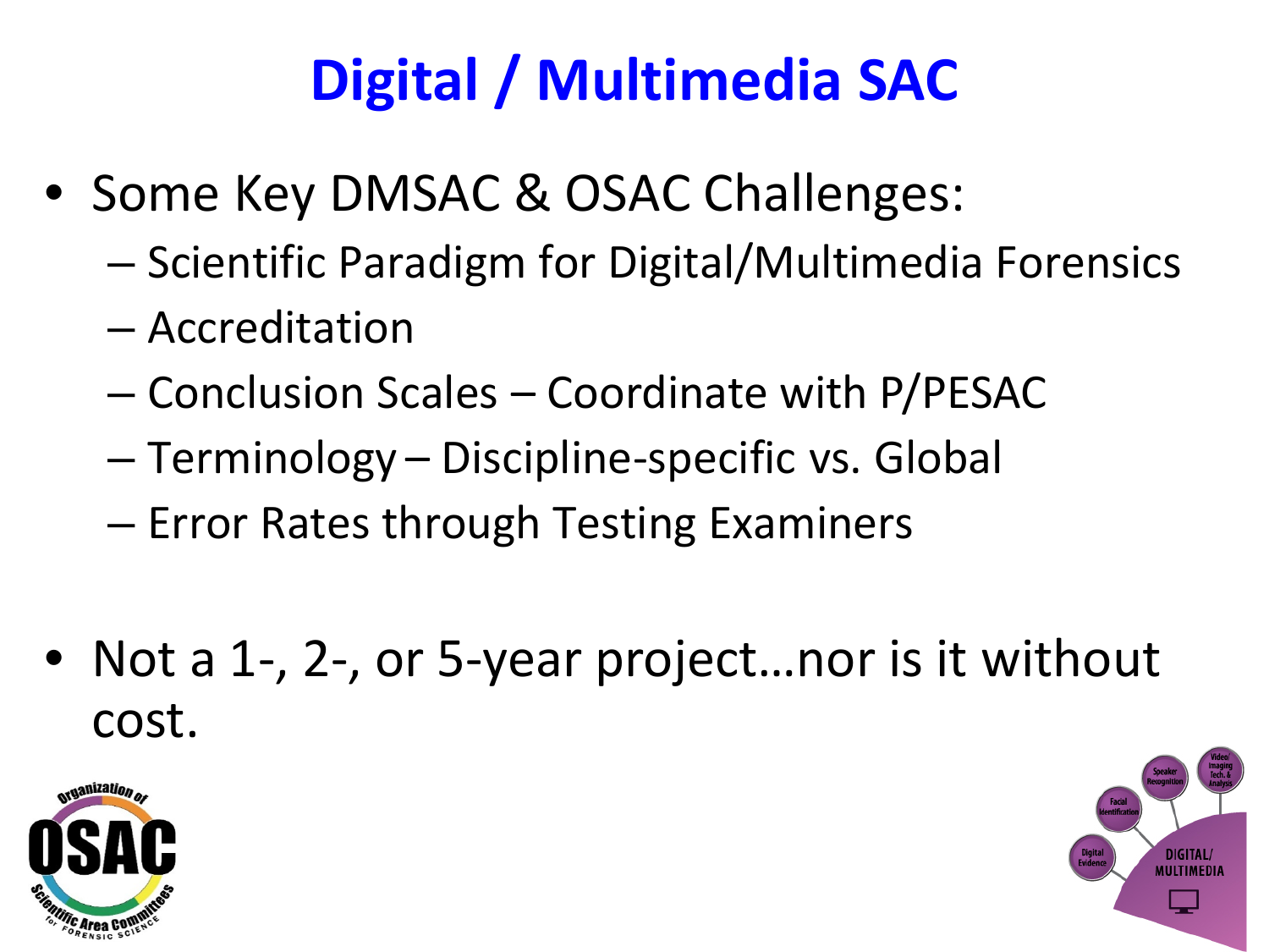# Digital / Multimedia SAC

- Some Key DMSAC & OSAC Challenges:
  - Scientific Paradigm for Digital/Multimedia Forensics
  - Accreditation
  - Conclusion Scales – Coordinate with P/PESAC
  - Terminology – Discipline-specific vs. Global
  - Error Rates through Testing Examiners

- Not a 1-, 2-, or 5-year project…nor is it without cost.